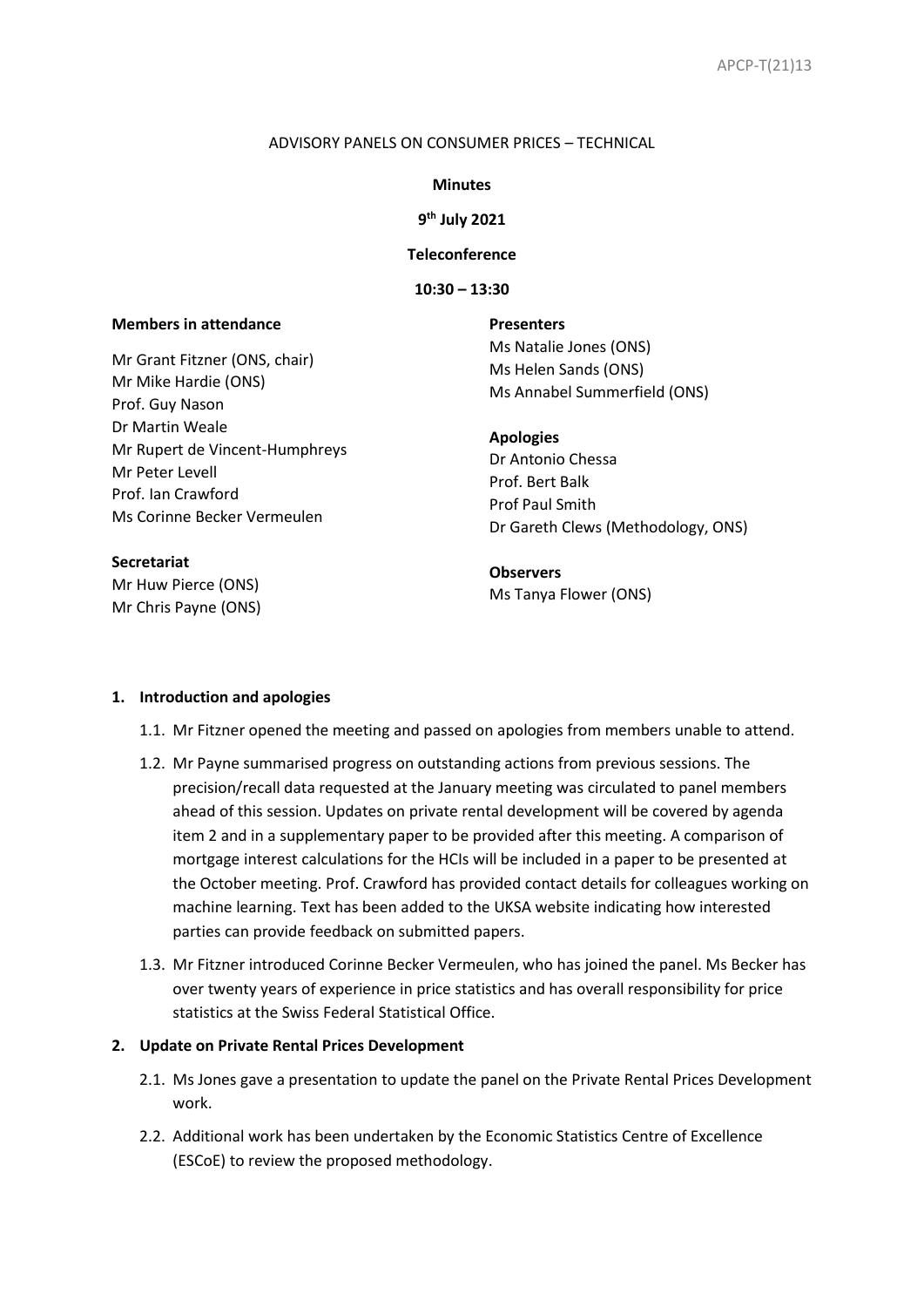APCP-T(21)13

ADVISORY PANELS ON CONSUMER PRICES – TECHNICAL

**Minutes**

**9th July 2021**

**Teleconference**

**10:30 – 13:30**

**Members in attendance**

Mr Grant Fitzner (ONS, chair)
Mr Mike Hardie (ONS)
Prof. Guy Nason
Dr Martin Weale
Mr Rupert de Vincent-Humphreys
Mr Peter Levell
Prof. Ian Crawford
Ms Corinne Becker Vermeulen

**Secretariat**

Mr Huw Pierce (ONS)
Mr Chris Payne (ONS)

**Presenters**

Ms Natalie Jones (ONS)
Ms Helen Sands (ONS)
Ms Annabel Summerfield (ONS)

**Apologies**

Dr Antonio Chessa
Prof. Bert Balk
Prof Paul Smith
Dr Gareth Clews (Methodology, ONS)

**Observers**

Ms Tanya Flower (ONS)

**1. Introduction and apologies**

1.1. Mr Fitzner opened the meeting and passed on apologies from members unable to attend.

1.2. Mr Payne summarised progress on outstanding actions from previous sessions. The precision/recall data requested at the January meeting was circulated to panel members ahead of this session. Updates on private rental development will be covered by agenda item 2 and in a supplementary paper to be provided after this meeting. A comparison of mortgage interest calculations for the HCIs will be included in a paper to be presented at the October meeting. Prof. Crawford has provided contact details for colleagues working on machine learning. Text has been added to the UKSA website indicating how interested parties can provide feedback on submitted papers.

1.3. Mr Fitzner introduced Corinne Becker Vermeulen, who has joined the panel. Ms Becker has over twenty years of experience in price statistics and has overall responsibility for price statistics at the Swiss Federal Statistical Office.

**2. Update on Private Rental Prices Development**

2.1. Ms Jones gave a presentation to update the panel on the Private Rental Prices Development work.

2.2. Additional work has been undertaken by the Economic Statistics Centre of Excellence (ESCoE) to review the proposed methodology.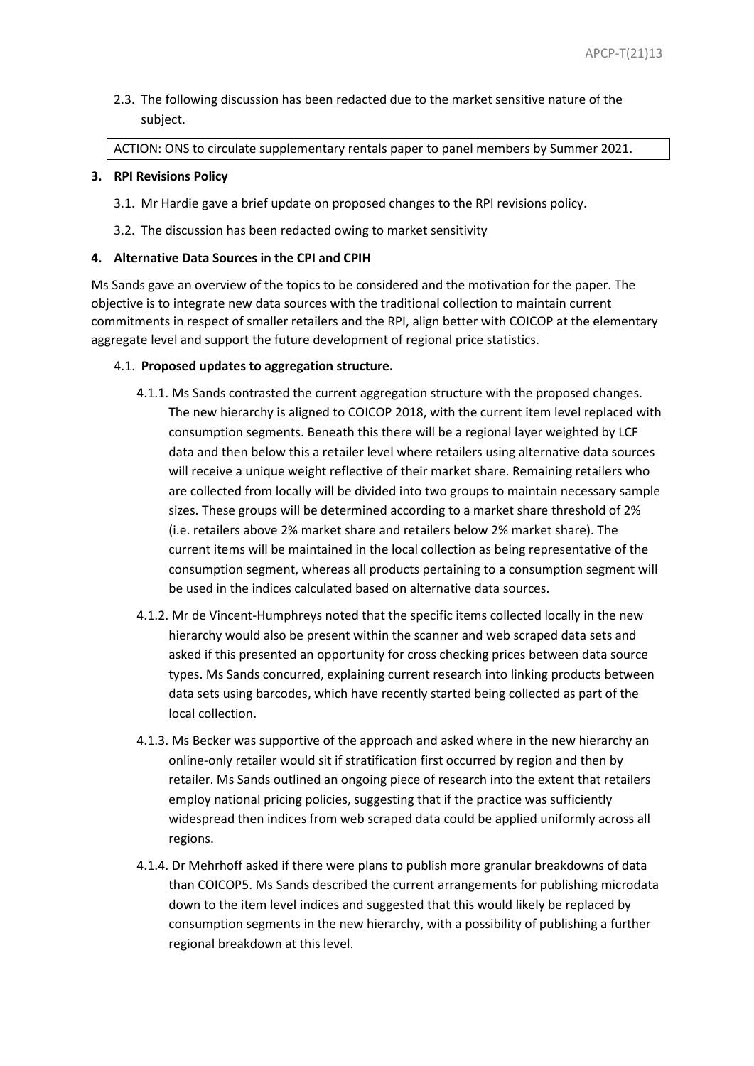2.3. The following discussion has been redacted due to the market sensitive nature of the subject.

ACTION: ONS to circulate supplementary rentals paper to panel members by Summer 2021.

**3. RPI Revisions Policy**

3.1. Mr Hardie gave a brief update on proposed changes to the RPI revisions policy.

3.2. The discussion has been redacted owing to market sensitivity

**4. Alternative Data Sources in the CPI and CPIH**

Ms Sands gave an overview of the topics to be considered and the motivation for the paper. The objective is to integrate new data sources with the traditional collection to maintain current commitments in respect of smaller retailers and the RPI, align better with COICOP at the elementary aggregate level and support the future development of regional price statistics.

4.1. **Proposed updates to aggregation structure.**

4.1.1. Ms Sands contrasted the current aggregation structure with the proposed changes. The new hierarchy is aligned to COICOP 2018, with the current item level replaced with consumption segments. Beneath this there will be a regional layer weighted by LCF data and then below this a retailer level where retailers using alternative data sources will receive a unique weight reflective of their market share. Remaining retailers who are collected from locally will be divided into two groups to maintain necessary sample sizes. These groups will be determined according to a market share threshold of 2% (i.e. retailers above 2% market share and retailers below 2% market share). The current items will be maintained in the local collection as being representative of the consumption segment, whereas all products pertaining to a consumption segment will be used in the indices calculated based on alternative data sources.

4.1.2. Mr de Vincent-Humphreys noted that the specific items collected locally in the new hierarchy would also be present within the scanner and web scraped data sets and asked if this presented an opportunity for cross checking prices between data source types. Ms Sands concurred, explaining current research into linking products between data sets using barcodes, which have recently started being collected as part of the local collection.

4.1.3. Ms Becker was supportive of the approach and asked where in the new hierarchy an online-only retailer would sit if stratification first occurred by region and then by retailer. Ms Sands outlined an ongoing piece of research into the extent that retailers employ national pricing policies, suggesting that if the practice was sufficiently widespread then indices from web scraped data could be applied uniformly across all regions.

4.1.4. Dr Mehrhoff asked if there were plans to publish more granular breakdowns of data than COICOP5. Ms Sands described the current arrangements for publishing microdata down to the item level indices and suggested that this would likely be replaced by consumption segments in the new hierarchy, with a possibility of publishing a further regional breakdown at this level.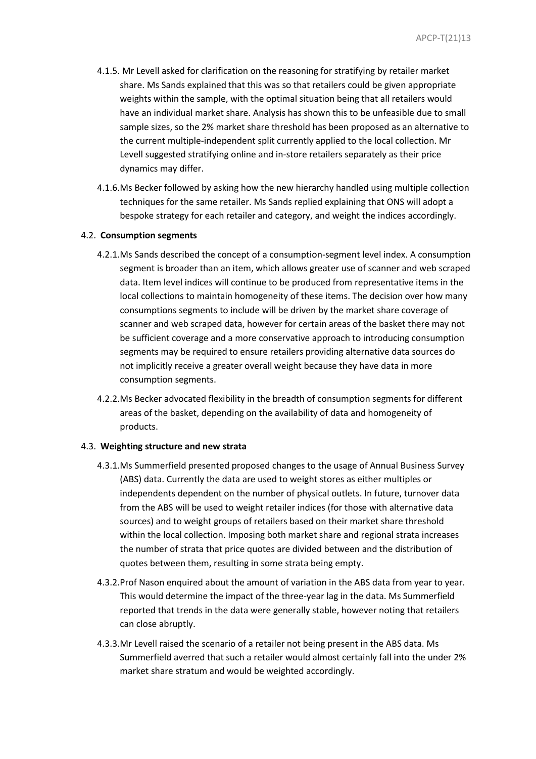4.1.5. Mr Levell asked for clarification on the reasoning for stratifying by retailer market share. Ms Sands explained that this was so that retailers could be given appropriate weights within the sample, with the optimal situation being that all retailers would have an individual market share. Analysis has shown this to be unfeasible due to small sample sizes, so the 2% market share threshold has been proposed as an alternative to the current multiple-independent split currently applied to the local collection. Mr Levell suggested stratifying online and in-store retailers separately as their price dynamics may differ.

4.1.6. Ms Becker followed by asking how the new hierarchy handled using multiple collection techniques for the same retailer. Ms Sands replied explaining that ONS will adopt a bespoke strategy for each retailer and category, and weight the indices accordingly.

4.2. **Consumption segments**

4.2.1. Ms Sands described the concept of a consumption-segment level index. A consumption segment is broader than an item, which allows greater use of scanner and web scraped data. Item level indices will continue to be produced from representative items in the local collections to maintain homogeneity of these items. The decision over how many consumptions segments to include will be driven by the market share coverage of scanner and web scraped data, however for certain areas of the basket there may not be sufficient coverage and a more conservative approach to introducing consumption segments may be required to ensure retailers providing alternative data sources do not implicitly receive a greater overall weight because they have data in more consumption segments.

4.2.2. Ms Becker advocated flexibility in the breadth of consumption segments for different areas of the basket, depending on the availability of data and homogeneity of products.

4.3. **Weighting structure and new strata**

4.3.1. Ms Summerfield presented proposed changes to the usage of Annual Business Survey (ABS) data. Currently the data are used to weight stores as either multiples or independents dependent on the number of physical outlets. In future, turnover data from the ABS will be used to weight retailer indices (for those with alternative data sources) and to weight groups of retailers based on their market share threshold within the local collection. Imposing both market share and regional strata increases the number of strata that price quotes are divided between and the distribution of quotes between them, resulting in some strata being empty.

4.3.2. Prof Nason enquired about the amount of variation in the ABS data from year to year. This would determine the impact of the three-year lag in the data. Ms Summerfield reported that trends in the data were generally stable, however noting that retailers can close abruptly.

4.3.3. Mr Levell raised the scenario of a retailer not being present in the ABS data. Ms Summerfield averred that such a retailer would almost certainly fall into the under 2% market share stratum and would be weighted accordingly.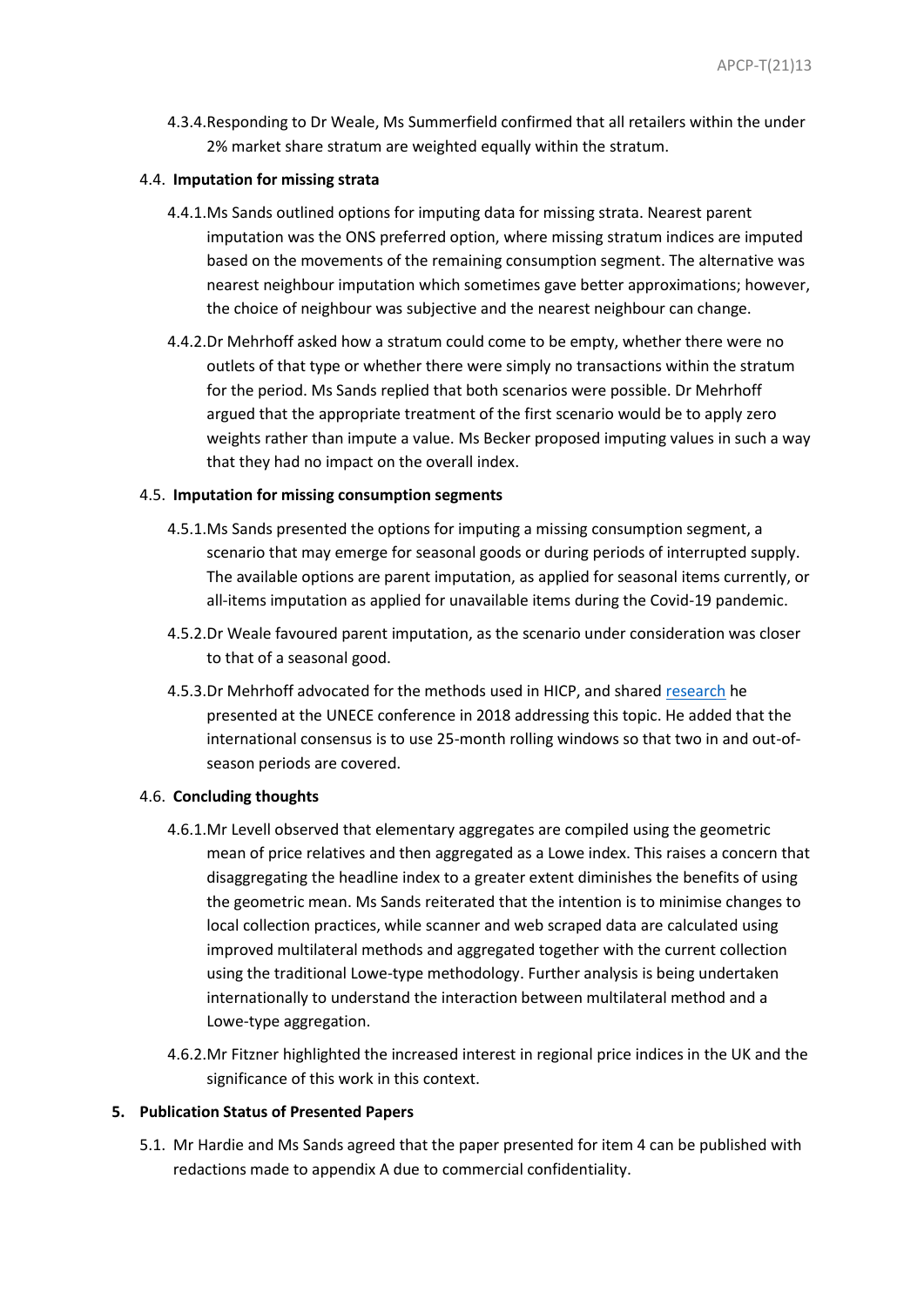4.3.4. Responding to Dr Weale, Ms Summerfield confirmed that all retailers within the under 2% market share stratum are weighted equally within the stratum.

### 4.4. Imputation for missing strata

4.4.1. Ms Sands outlined options for imputing data for missing strata. Nearest parent imputation was the ONS preferred option, where missing stratum indices are imputed based on the movements of the remaining consumption segment. The alternative was nearest neighbour imputation which sometimes gave better approximations; however, the choice of neighbour was subjective and the nearest neighbour can change.

4.4.2. Dr Mehrhoff asked how a stratum could come to be empty, whether there were no outlets of that type or whether there were simply no transactions within the stratum for the period. Ms Sands replied that both scenarios were possible. Dr Mehrhoff argued that the appropriate treatment of the first scenario would be to apply zero weights rather than impute a value. Ms Becker proposed imputing values in such a way that they had no impact on the overall index.

### 4.5. Imputation for missing consumption segments

4.5.1. Ms Sands presented the options for imputing a missing consumption segment, a scenario that may emerge for seasonal goods or during periods of interrupted supply. The available options are parent imputation, as applied for seasonal items currently, or all-items imputation as applied for unavailable items during the Covid-19 pandemic.

4.5.2. Dr Weale favoured parent imputation, as the scenario under consideration was closer to that of a seasonal good.

4.5.3. Dr Mehrhoff advocated for the methods used in HICP, and shared research he presented at the UNECE conference in 2018 addressing this topic. He added that the international consensus is to use 25-month rolling windows so that two in and out-of-season periods are covered.

### 4.6. Concluding thoughts

4.6.1. Mr Levell observed that elementary aggregates are compiled using the geometric mean of price relatives and then aggregated as a Lowe index. This raises a concern that disaggregating the headline index to a greater extent diminishes the benefits of using the geometric mean. Ms Sands reiterated that the intention is to minimise changes to local collection practices, while scanner and web scraped data are calculated using improved multilateral methods and aggregated together with the current collection using the traditional Lowe-type methodology. Further analysis is being undertaken internationally to understand the interaction between multilateral method and a Lowe-type aggregation.

4.6.2. Mr Fitzner highlighted the increased interest in regional price indices in the UK and the significance of this work in this context.

## 5. Publication Status of Presented Papers

5.1. Mr Hardie and Ms Sands agreed that the paper presented for item 4 can be published with redactions made to appendix A due to commercial confidentiality.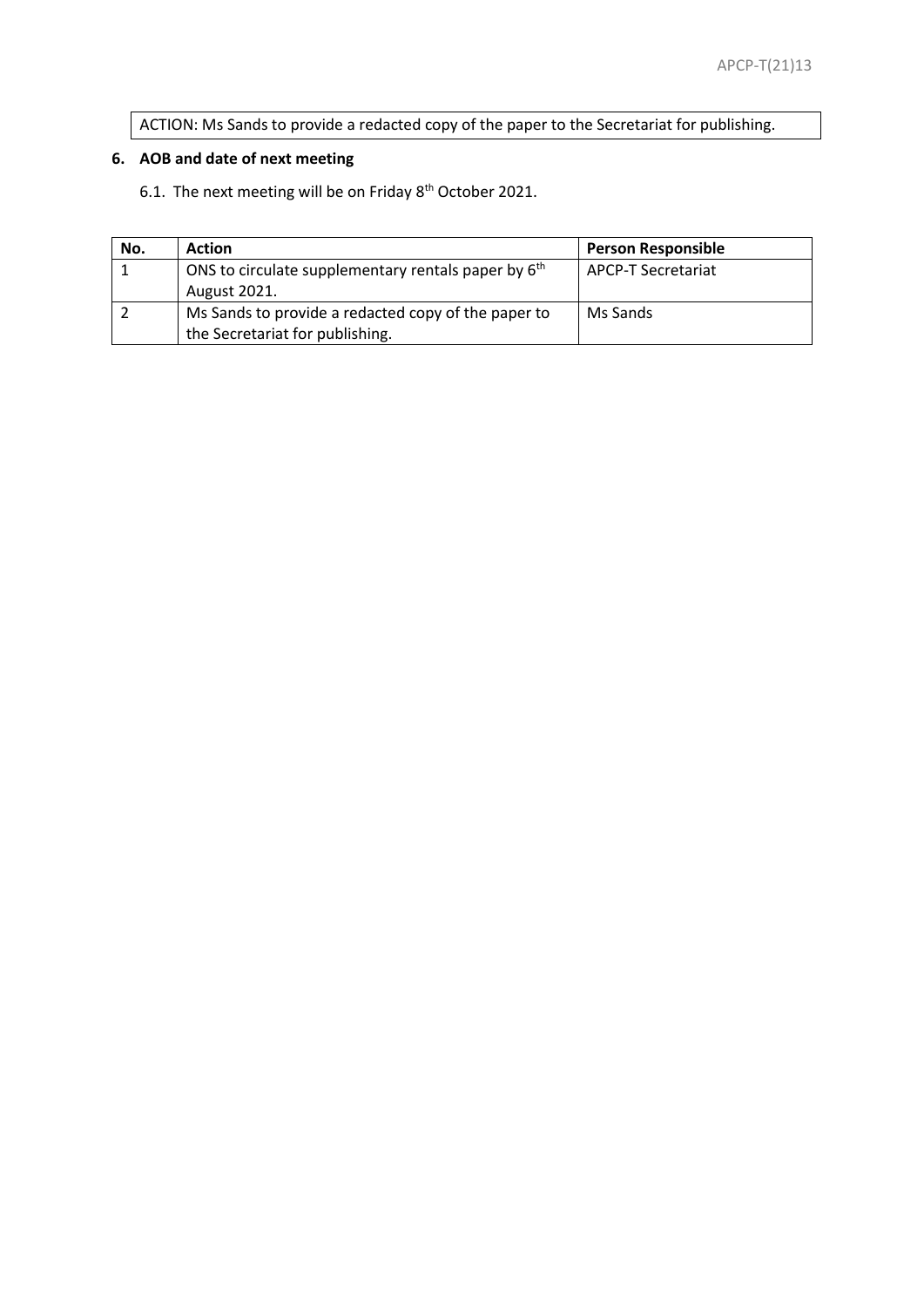ACTION: Ms Sands to provide a redacted copy of the paper to the Secretariat for publishing.

## 6. AOB and date of next meeting

6.1. The next meeting will be on Friday 8th October 2021.

| No. | Action | Person Responsible |
|---|---|---|
| 1 | ONS to circulate supplementary rentals paper by 6th August 2021. | APCP-T Secretariat |
| 2 | Ms Sands to provide a redacted copy of the paper to the Secretariat for publishing. | Ms Sands |